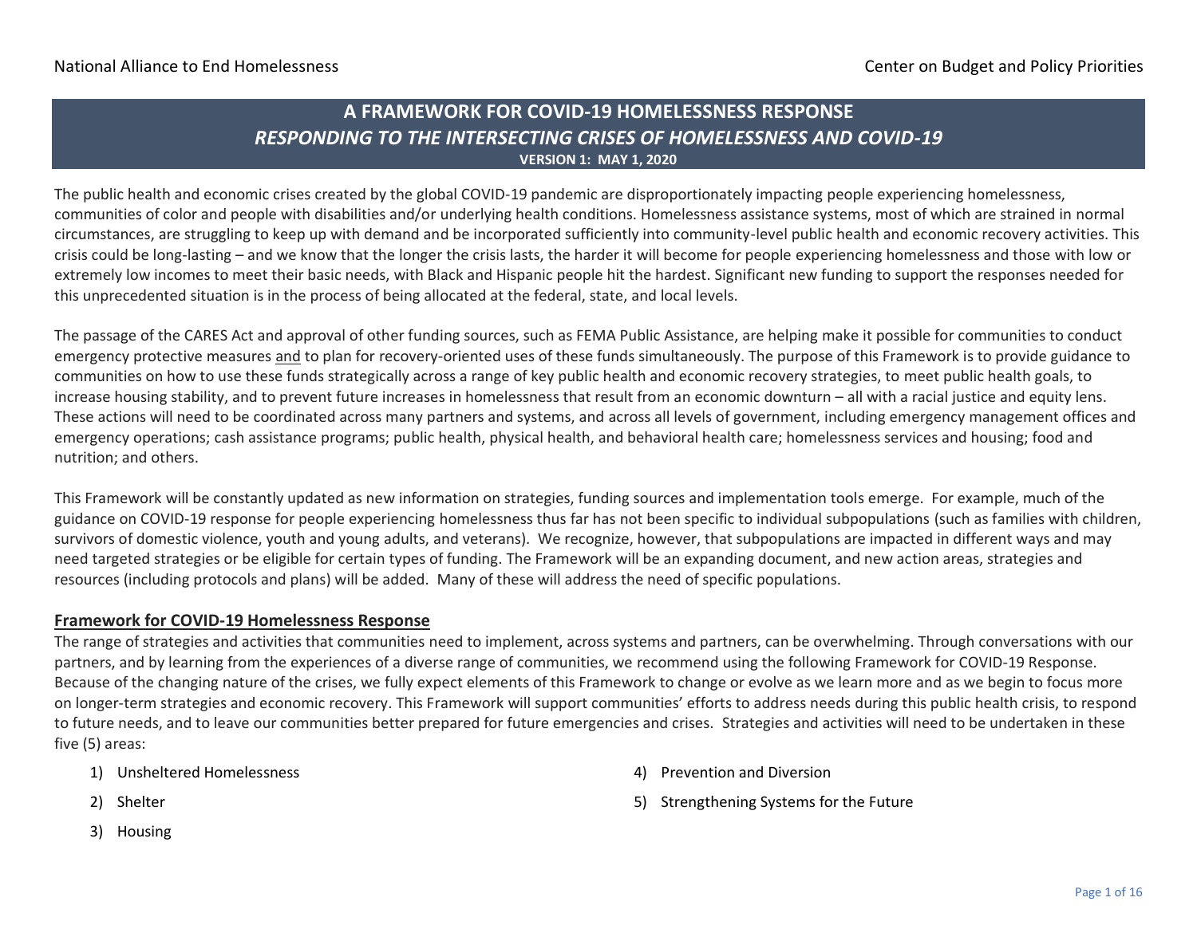National Alliance to End Homelessness | Center on Budget and Policy Priorities

# A FRAMEWORK FOR COVID-19 HOMELESSNESS RESPONSE

## *RESPONDING TO THE INTERSECTING CRISES OF HOMELESSNESS AND COVID-19*

**VERSION 1: MAY 1, 2020**

The public health and economic crises created by the global COVID-19 pandemic are disproportionately impacting people experiencing homelessness, communities of color and people with disabilities and/or underlying health conditions. Homelessness assistance systems, most of which are strained in normal circumstances, are struggling to keep up with demand and be incorporated sufficiently into community-level public health and economic recovery activities. This crisis could be long-lasting – and we know that the longer the crisis lasts, the harder it will become for people experiencing homelessness and those with low or extremely low incomes to meet their basic needs, with Black and Hispanic people hit the hardest. Significant new funding to support the responses needed for this unprecedented situation is in the process of being allocated at the federal, state, and local levels.

The passage of the CARES Act and approval of other funding sources, such as FEMA Public Assistance, are helping make it possible for communities to conduct emergency protective measures <u>and</u> to plan for recovery-oriented uses of these funds simultaneously. The purpose of this Framework is to provide guidance to communities on how to use these funds strategically across a range of key public health and economic recovery strategies, to meet public health goals, to increase housing stability, and to prevent future increases in homelessness that result from an economic downturn – all with a racial justice and equity lens. These actions will need to be coordinated across many partners and systems, and across all levels of government, including emergency management offices and emergency operations; cash assistance programs; public health, physical health, and behavioral health care; homelessness services and housing; food and nutrition; and others.

This Framework will be constantly updated as new information on strategies, funding sources and implementation tools emerge. For example, much of the guidance on COVID-19 response for people experiencing homelessness thus far has not been specific to individual subpopulations (such as families with children, survivors of domestic violence, youth and young adults, and veterans). We recognize, however, that subpopulations are impacted in different ways and may need targeted strategies or be eligible for certain types of funding. The Framework will be an expanding document, and new action areas, strategies and resources (including protocols and plans) will be added. Many of these will address the need of specific populations.

### <u>Framework for COVID-19 Homelessness Response</u>

The range of strategies and activities that communities need to implement, across systems and partners, can be overwhelming. Through conversations with our partners, and by learning from the experiences of a diverse range of communities, we recommend using the following Framework for COVID-19 Response. Because of the changing nature of the crises, we fully expect elements of this Framework to change or evolve as we learn more and as we begin to focus more on longer-term strategies and economic recovery. This Framework will support communities' efforts to address needs during this public health crisis, to respond to future needs, and to leave our communities better prepared for future emergencies and crises. Strategies and activities will need to be undertaken in these five (5) areas:

1) Unsheltered Homelessness
2) Shelter
3) Housing
4) Prevention and Diversion
5) Strengthening Systems for the Future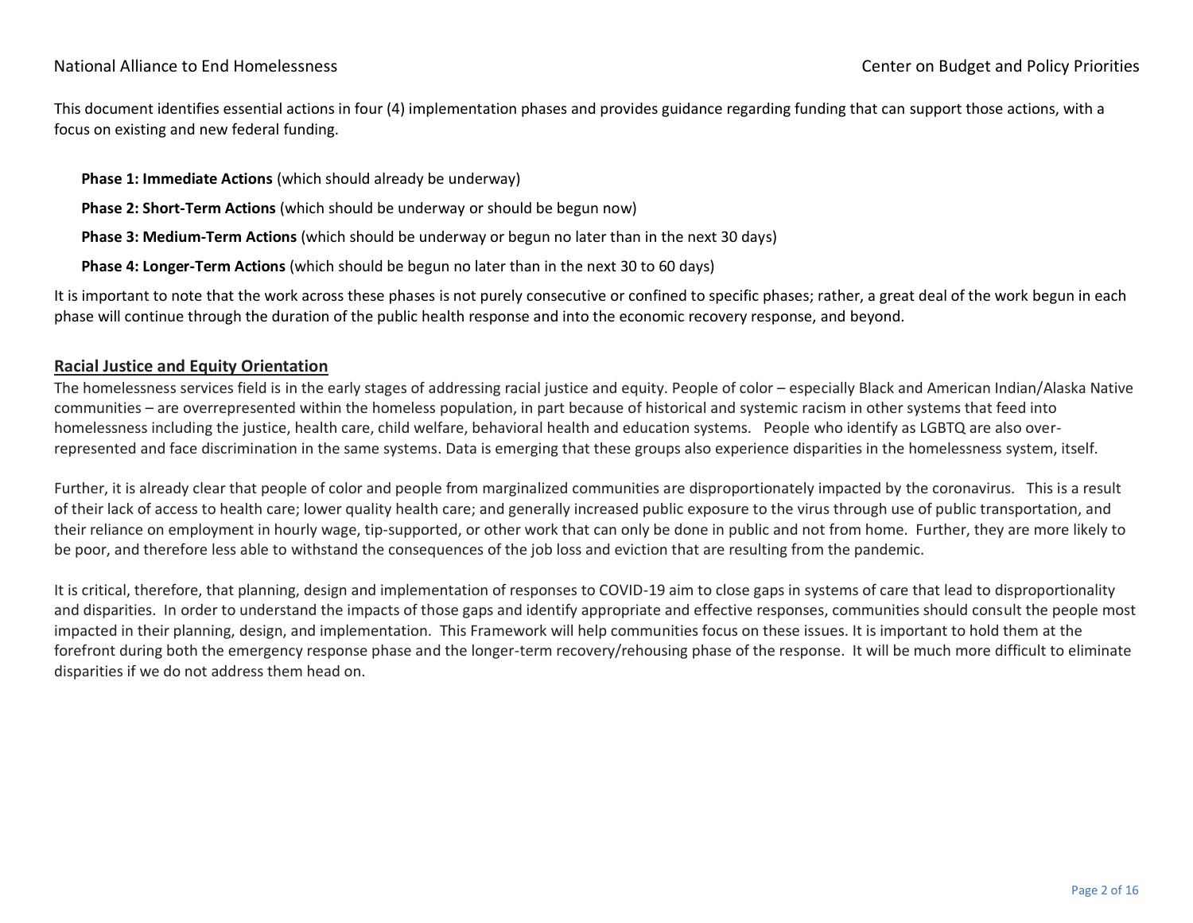This document identifies essential actions in four (4) implementation phases and provides guidance regarding funding that can support those actions, with a focus on existing and new federal funding.

**Phase 1: Immediate Actions** (which should already be underway)

**Phase 2: Short-Term Actions** (which should be underway or should be begun now)

**Phase 3: Medium-Term Actions** (which should be underway or begun no later than in the next 30 days)

**Phase 4: Longer-Term Actions** (which should be begun no later than in the next 30 to 60 days)

It is important to note that the work across these phases is not purely consecutive or confined to specific phases; rather, a great deal of the work begun in each phase will continue through the duration of the public health response and into the economic recovery response, and beyond.

## Racial Justice and Equity Orientation

The homelessness services field is in the early stages of addressing racial justice and equity. People of color – especially Black and American Indian/Alaska Native communities – are overrepresented within the homeless population, in part because of historical and systemic racism in other systems that feed into homelessness including the justice, health care, child welfare, behavioral health and education systems. People who identify as LGBTQ are also over-represented and face discrimination in the same systems. Data is emerging that these groups also experience disparities in the homelessness system, itself.

Further, it is already clear that people of color and people from marginalized communities are disproportionately impacted by the coronavirus. This is a result of their lack of access to health care; lower quality health care; and generally increased public exposure to the virus through use of public transportation, and their reliance on employment in hourly wage, tip-supported, or other work that can only be done in public and not from home. Further, they are more likely to be poor, and therefore less able to withstand the consequences of the job loss and eviction that are resulting from the pandemic.

It is critical, therefore, that planning, design and implementation of responses to COVID-19 aim to close gaps in systems of care that lead to disproportionality and disparities. In order to understand the impacts of those gaps and identify appropriate and effective responses, communities should consult the people most impacted in their planning, design, and implementation. This Framework will help communities focus on these issues. It is important to hold them at the forefront during both the emergency response phase and the longer-term recovery/rehousing phase of the response. It will be much more difficult to eliminate disparities if we do not address them head on.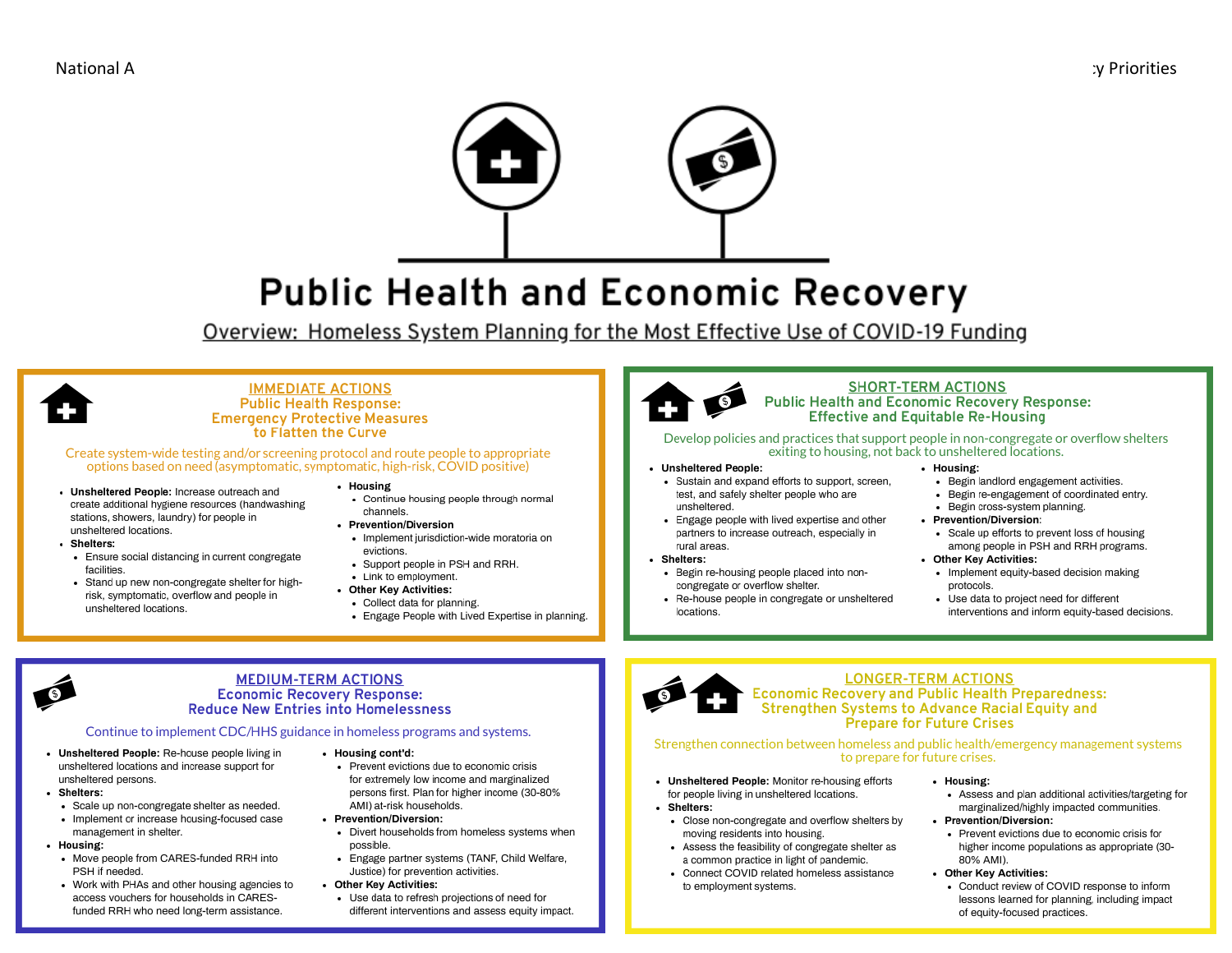# Public Health and Economic Recovery

## Overview: Homeless System Planning for the Most Effective Use of COVID-19 Funding

### IMMEDIATE ACTIONS
### Public Health Response: Emergency Protective Measures to Flatten the Curve

Create system-wide testing and/or screening protocol and route people to appropriate options based on need (asymptomatic, symptomatic, high-risk, COVID positive)

- **Unsheltered People:** Increase outreach and create additional hygiene resources (handwashing stations, showers, laundry) for people in unsheltered locations.
- **Shelters:**
  - Ensure social distancing in current congregate facilities.
  - Stand up new non-congregate shelter for high-risk, symptomatic, overflow and people in unsheltered locations.
- **Housing**
  - Continue housing people through normal channels.
- **Prevention/Diversion**
  - Implement jurisdiction-wide moratoria on evictions.
  - Support people in PSH and RRH.
  - Link to employment.
- **Other Key Activities:**
  - Collect data for planning.
  - Engage People with Lived Expertise in planning.

### SHORT-TERM ACTIONS
### Public Health and Economic Recovery Response: Effective and Equitable Re-Housing

Develop policies and practices that support people in non-congregate or overflow shelters exiting to housing, not back to unsheltered locations.

- **Unsheltered People:**
  - Sustain and expand efforts to support, screen, test, and safely shelter people who are unsheltered.
  - Engage people with lived expertise and other partners to increase outreach, especially in rural areas.
- **Shelters:**
  - Begin re-housing people placed into non-congregate or overflow shelter.
  - Re-house people in congregate or unsheltered locations.
- **Housing:**
  - Begin landlord engagement activities.
  - Begin re-engagement of coordinated entry.
  - Begin cross-system planning.
- **Prevention/Diversion**:
  - Scale up efforts to prevent loss of housing among people in PSH and RRH programs.
- **Other Key Activities:**
  - Implement equity-based decision making protocols.
  - Use data to project need for different interventions and inform equity-based decisions.

### MEDIUM-TERM ACTIONS
### Economic Recovery Response: Reduce New Entries into Homelessness

Continue to implement CDC/HHS guidance in homeless programs and systems.

- **Unsheltered People:** Re-house people living in unsheltered locations and increase support for unsheltered persons.
- **Shelters:**
  - Scale up non-congregate shelter as needed.
  - Implement or increase housing-focused case management in shelter.
- **Housing:**
  - Move people from CARES-funded RRH into PSH if needed.
  - Work with PHAs and other housing agencies to access vouchers for households in CARES-funded RRH who need long-term assistance.
- **Housing cont'd:**
  - Prevent evictions due to economic crisis for extremely low income and marginalized persons first. Plan for higher income (30-80% AMI) at-risk households.
- **Prevention/Diversion:**
  - Divert households from homeless systems when possible.
  - Engage partner systems (TANF, Child Welfare, Justice) for prevention activities.
- **Other Key Activities:**
  - Use data to refresh projections of need for different interventions and assess equity impact.

### LONGER-TERM ACTIONS
### Economic Recovery and Public Health Preparedness: Strengthen Systems to Advance Racial Equity and Prepare for Future Crises

Strengthen connection between homeless and public health/emergency management systems to prepare for future crises.

- **Unsheltered People:** Monitor re-housing efforts for people living in unsheltered locations.
- **Shelters:**
  - Close non-congregate and overflow shelters by moving residents into housing.
  - Assess the feasibility of congregate shelter as a common practice in light of pandemic.
  - Connect COVID related homeless assistance to employment systems.
- **Housing:**
  - Assess and plan additional activities/targeting for marginalized/highly impacted communities.
- **Prevention/Diversion:**
  - Prevent evictions due to economic crisis for higher income populations as appropriate (30-80% AMI).
- **Other Key Activities:**
  - Conduct review of COVID response to inform lessons learned for planning, including impact of equity-focused practices.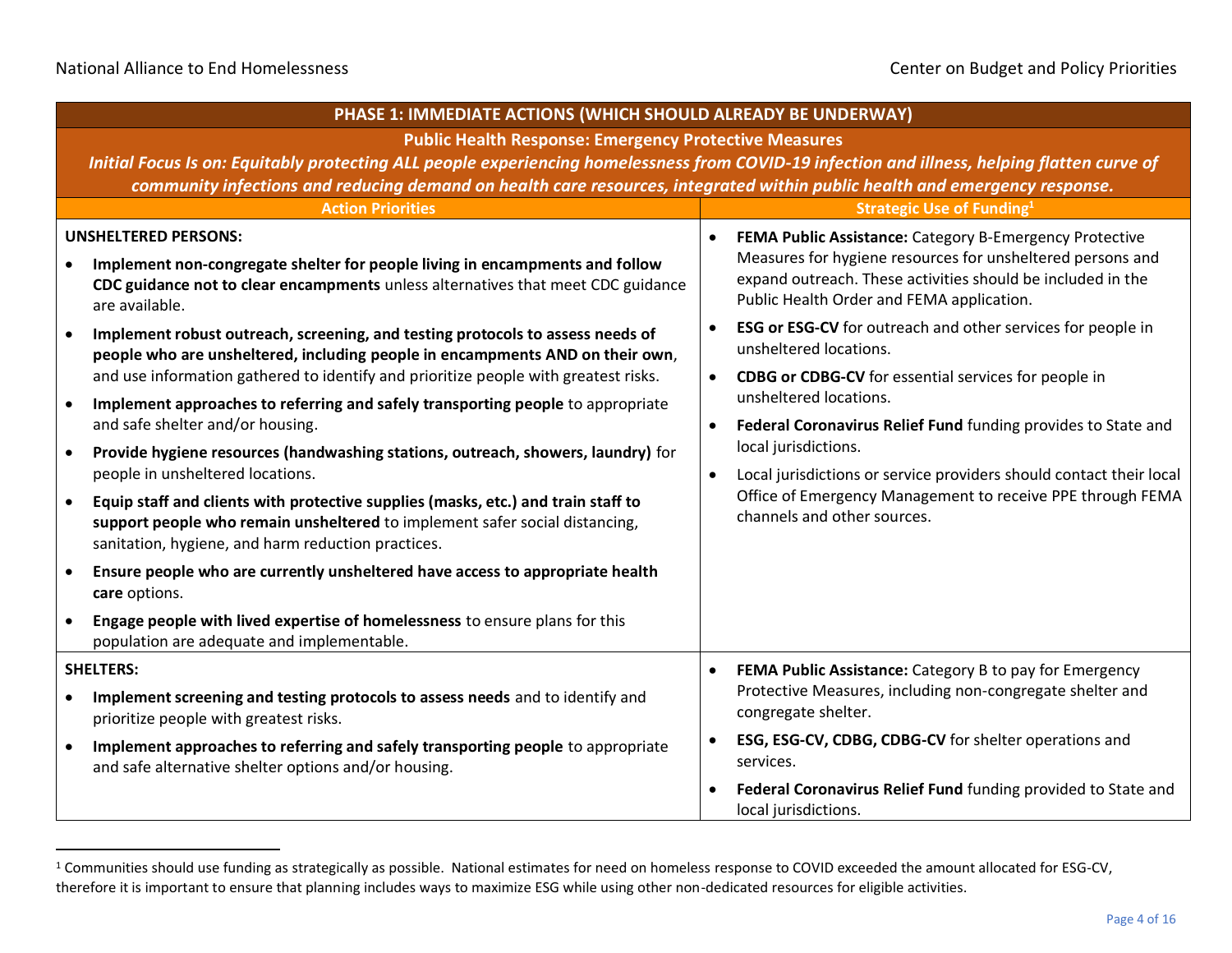| PHASE 1: IMMEDIATE ACTIONS (WHICH SHOULD ALREADY BE UNDERWAY) | |
|---|---|
| **Public Health Response: Emergency Protective Measures**<br>***Initial Focus Is on: Equitably protecting ALL people experiencing homelessness from COVID-19 infection and illness, helping flatten curve of community infections and reducing demand on health care resources, integrated within public health and emergency response.*** | |
| **Action Priorities** | **Strategic Use of Funding[1]** |
| **UNSHELTERED PERSONS:**<br>• **Implement non-congregate shelter for people living in encampments and follow CDC guidance not to clear encampments** unless alternatives that meet CDC guidance are available.<br>• **Implement robust outreach, screening, and testing protocols to assess needs of people who are unsheltered, including people in encampments AND on their own**, and use information gathered to identify and prioritize people with greatest risks.<br>• **Implement approaches to referring and safely transporting people** to appropriate and safe shelter and/or housing.<br>• **Provide hygiene resources (handwashing stations, outreach, showers, laundry)** for people in unsheltered locations.<br>• **Equip staff and clients with protective supplies (masks, etc.) and train staff to support people who remain unsheltered** to implement safer social distancing, sanitation, hygiene, and harm reduction practices.<br>• **Ensure people who are currently unsheltered have access to appropriate health care** options.<br>• **Engage people with lived expertise of homelessness** to ensure plans for this population are adequate and implementable. | • **FEMA Public Assistance:** Category B-Emergency Protective Measures for hygiene resources for unsheltered persons and expand outreach. These activities should be included in the Public Health Order and FEMA application.<br>• **ESG or ESG-CV** for outreach and other services for people in unsheltered locations.<br>• **CDBG or CDBG-CV** for essential services for people in unsheltered locations.<br>• **Federal Coronavirus Relief Fund** funding provides to State and local jurisdictions.<br>• Local jurisdictions or service providers should contact their local Office of Emergency Management to receive PPE through FEMA channels and other sources. |
| **SHELTERS:**<br>• **Implement screening and testing protocols to assess needs** and to identify and prioritize people with greatest risks.<br>• **Implement approaches to referring and safely transporting people** to appropriate and safe alternative shelter options and/or housing. | • **FEMA Public Assistance:** Category B to pay for Emergency Protective Measures, including non-congregate shelter and congregate shelter.<br>• **ESG, ESG-CV, CDBG, CDBG-CV** for shelter operations and services.<br>• **Federal Coronavirus Relief Fund** funding provided to State and local jurisdictions. |

[1] Communities should use funding as strategically as possible. National estimates for need on homeless response to COVID exceeded the amount allocated for ESG-CV, therefore it is important to ensure that planning includes ways to maximize ESG while using other non-dedicated resources for eligible activities.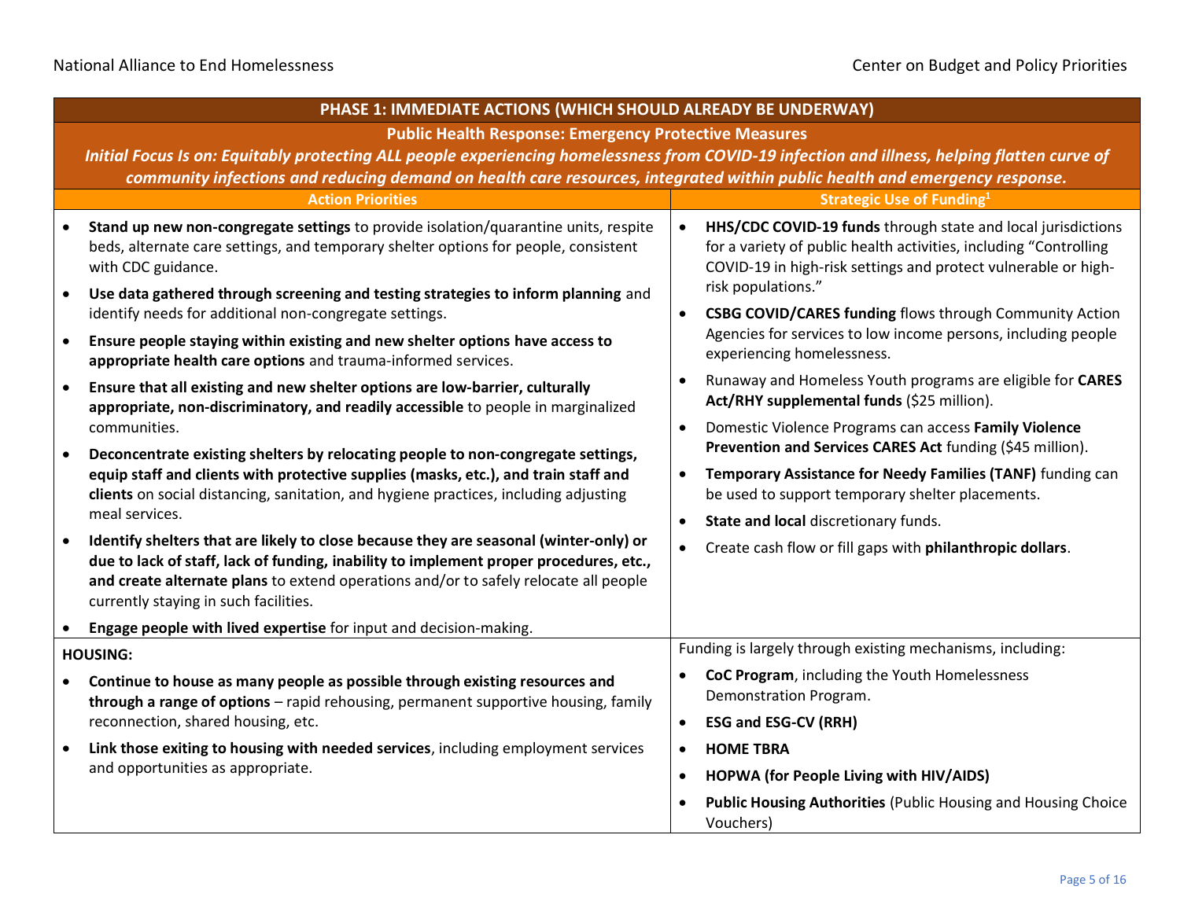| PHASE 1: IMMEDIATE ACTIONS (WHICH SHOULD ALREADY BE UNDERWAY) | |
|---|---|
| **Public Health Response: Emergency Protective Measures** *Initial Focus Is on: Equitably protecting ALL people experiencing homelessness from COVID-19 infection and illness, helping flatten curve of community infections and reducing demand on health care resources, integrated within public health and emergency response.* | |
| **Action Priorities** | **Strategic Use of Funding**[1] |
| • **Stand up new non-congregate settings** to provide isolation/quarantine units, respite beds, alternate care settings, and temporary shelter options for people, consistent with CDC guidance.<br>• **Use data gathered through screening and testing strategies to inform planning** and identify needs for additional non-congregate settings.<br>• **Ensure people staying within existing and new shelter options have access to appropriate health care options** and trauma-informed services.<br>• **Ensure that all existing and new shelter options are low-barrier, culturally appropriate, non-discriminatory, and readily accessible** to people in marginalized communities.<br>• **Deconcentrate existing shelters by relocating people to non-congregate settings, equip staff and clients with protective supplies (masks, etc.), and train staff and clients** on social distancing, sanitation, and hygiene practices, including adjusting meal services.<br>• **Identify shelters that are likely to close because they are seasonal (winter-only) or due to lack of staff, lack of funding, inability to implement proper procedures, etc., and create alternate plans** to extend operations and/or to safely relocate all people currently staying in such facilities.<br>• **Engage people with lived expertise** for input and decision-making. | • **HHS/CDC COVID-19 funds** through state and local jurisdictions for a variety of public health activities, including "Controlling COVID-19 in high-risk settings and protect vulnerable or high-risk populations."<br>• **CSBG COVID/CARES funding** flows through Community Action Agencies for services to low income persons, including people experiencing homelessness.<br>• Runaway and Homeless Youth programs are eligible for **CARES Act/RHY supplemental funds** ($25 million).<br>• Domestic Violence Programs can access **Family Violence Prevention and Services CARES Act** funding ($45 million).<br>• **Temporary Assistance for Needy Families (TANF)** funding can be used to support temporary shelter placements.<br>• **State and local** discretionary funds.<br>• Create cash flow or fill gaps with **philanthropic dollars**. |
| **HOUSING:**<br>• **Continue to house as many people as possible through existing resources and through a range of options** – rapid rehousing, permanent supportive housing, family reconnection, shared housing, etc.<br>• **Link those exiting to housing with needed services**, including employment services and opportunities as appropriate. | Funding is largely through existing mechanisms, including:<br>• **CoC Program**, including the Youth Homelessness Demonstration Program.<br>• **ESG and ESG-CV (RRH)**<br>• **HOME TBRA**<br>• **HOPWA (for People Living with HIV/AIDS)**<br>• **Public Housing Authorities** (Public Housing and Housing Choice Vouchers) |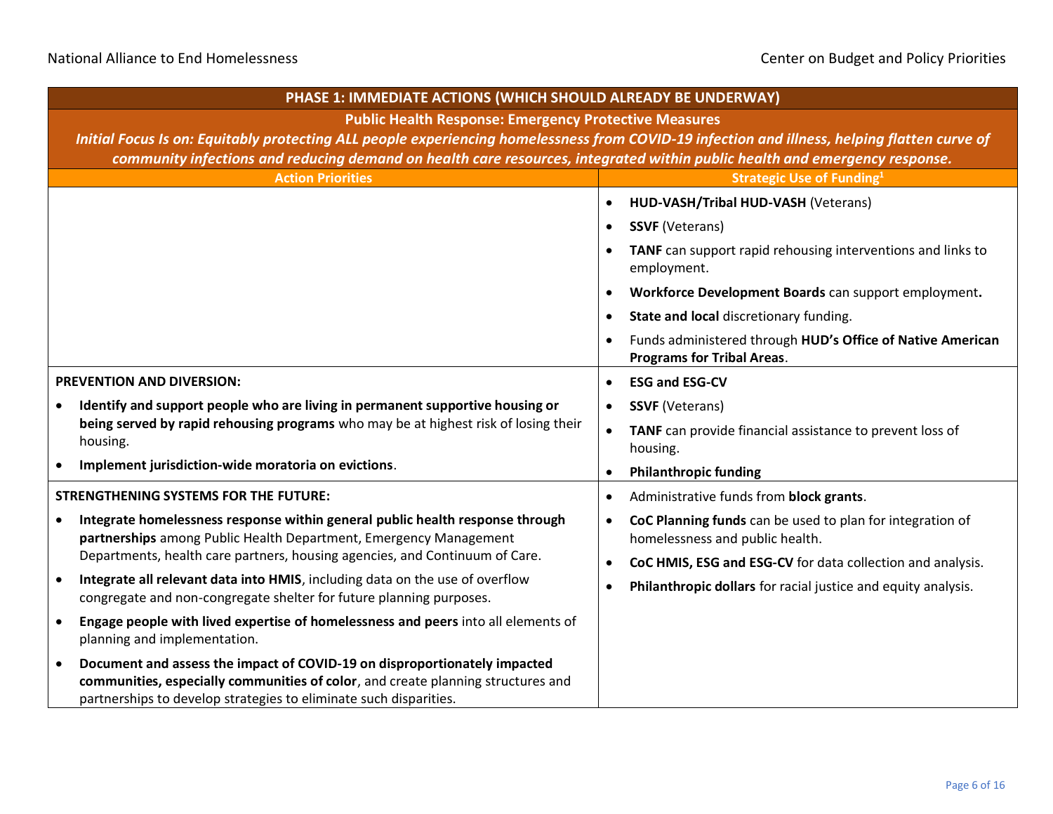| **PHASE 1: IMMEDIATE ACTIONS (WHICH SHOULD ALREADY BE UNDERWAY)** | |
|---|---|
| **Public Health Response: Emergency Protective Measures** *Initial Focus Is on: Equitably protecting ALL people experiencing homelessness from COVID-19 infection and illness, helping flatten curve of community infections and reducing demand on health care resources, integrated within public health and emergency response.* | |
| **Action Priorities** | **Strategic Use of Funding**[1] |
| | • **HUD-VASH/Tribal HUD-VASH** (Veterans)<br>• **SSVF** (Veterans)<br>• **TANF** can support rapid rehousing interventions and links to employment.<br>• **Workforce Development Boards** can support employment**.**<br>• **State and local** discretionary funding.<br>• Funds administered through **HUD's Office of Native American Programs for Tribal Areas**. |
| **PREVENTION AND DIVERSION:**<br>• **Identify and support people who are living in permanent supportive housing or being served by rapid rehousing programs** who may be at highest risk of losing their housing.<br>• **Implement jurisdiction-wide moratoria on evictions**. | • **ESG and ESG-CV**<br>• **SSVF** (Veterans)<br>• **TANF** can provide financial assistance to prevent loss of housing.<br>• **Philanthropic funding** |
| **STRENGTHENING SYSTEMS FOR THE FUTURE:**<br>• **Integrate homelessness response within general public health response through partnerships** among Public Health Department, Emergency Management Departments, health care partners, housing agencies, and Continuum of Care.<br>• **Integrate all relevant data into HMIS**, including data on the use of overflow congregate and non-congregate shelter for future planning purposes.<br>• **Engage people with lived expertise of homelessness and peers** into all elements of planning and implementation.<br>• **Document and assess the impact of COVID-19 on disproportionately impacted communities, especially communities of color**, and create planning structures and partnerships to develop strategies to eliminate such disparities. | • Administrative funds from **block grants**.<br>• **CoC Planning funds** can be used to plan for integration of homelessness and public health.<br>• **CoC HMIS, ESG and ESG-CV** for data collection and analysis.<br>• **Philanthropic dollars** for racial justice and equity analysis. |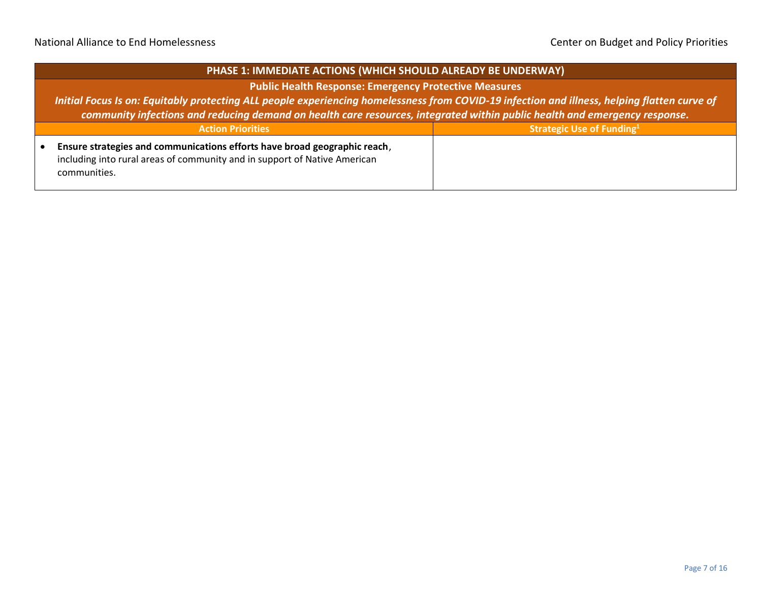| PHASE 1: IMMEDIATE ACTIONS (WHICH SHOULD ALREADY BE UNDERWAY) | |
|---|---|
| **Public Health Response: Emergency Protective Measures** *Initial Focus Is on: Equitably protecting ALL people experiencing homelessness from COVID-19 infection and illness, helping flatten curve of community infections and reducing demand on health care resources, integrated within public health and emergency response.* | |
| **Action Priorities** | **Strategic Use of Funding[1]** |
| • **Ensure strategies and communications efforts have broad geographic reach**, including into rural areas of community and in support of Native American communities. | |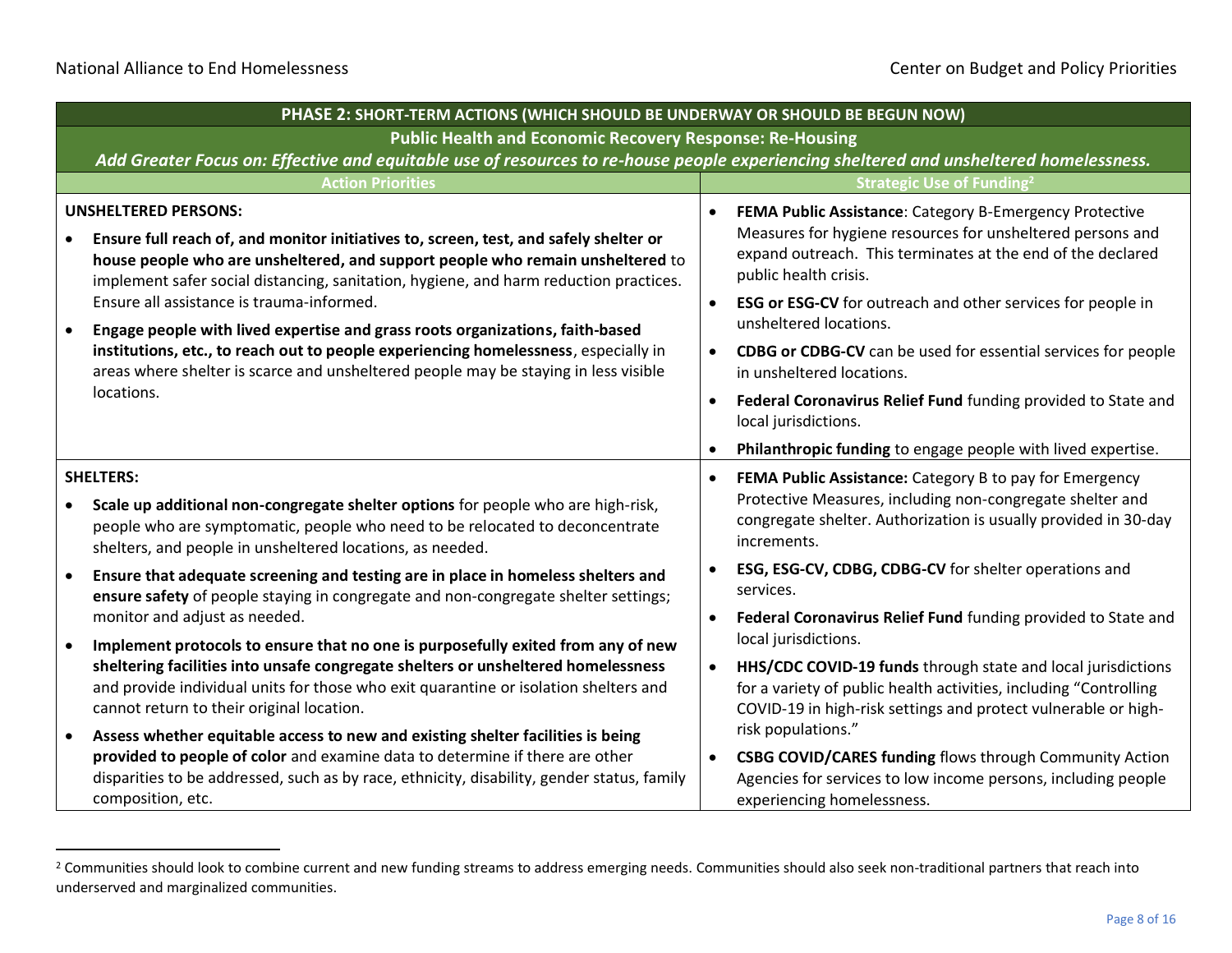| PHASE 2: SHORT-TERM ACTIONS (WHICH SHOULD BE UNDERWAY OR SHOULD BE BEGUN NOW) | |
|---|---|
| **Public Health and Economic Recovery Response: Re-Housing** *Add Greater Focus on: Effective and equitable use of resources to re-house people experiencing sheltered and unsheltered homelessness.* | |
| **Action Priorities** | **Strategic Use of Funding[2]** |
| **UNSHELTERED PERSONS:** <br>• **Ensure full reach of, and monitor initiatives to, screen, test, and safely shelter or house people who are unsheltered, and support people who remain unsheltered** to implement safer social distancing, sanitation, hygiene, and harm reduction practices. Ensure all assistance is trauma-informed. <br>• **Engage people with lived expertise and grass roots organizations, faith-based institutions, etc., to reach out to people experiencing homelessness**, especially in areas where shelter is scarce and unsheltered people may be staying in less visible locations. | • **FEMA Public Assistance**: Category B-Emergency Protective Measures for hygiene resources for unsheltered persons and expand outreach. This terminates at the end of the declared public health crisis. <br>• **ESG or ESG-CV** for outreach and other services for people in unsheltered locations. <br>• **CDBG or CDBG-CV** can be used for essential services for people in unsheltered locations. <br>• **Federal Coronavirus Relief Fund** funding provided to State and local jurisdictions. <br>• **Philanthropic funding** to engage people with lived expertise. |
| **SHELTERS:** <br>• **Scale up additional non-congregate shelter options** for people who are high-risk, people who are symptomatic, people who need to be relocated to deconcentrate shelters, and people in unsheltered locations, as needed. <br>• **Ensure that adequate screening and testing are in place in homeless shelters and ensure safety** of people staying in congregate and non-congregate shelter settings; monitor and adjust as needed. <br>• **Implement protocols to ensure that no one is purposefully exited from any of new sheltering facilities into unsafe congregate shelters or unsheltered homelessness** and provide individual units for those who exit quarantine or isolation shelters and cannot return to their original location. <br>• **Assess whether equitable access to new and existing shelter facilities is being provided to people of color** and examine data to determine if there are other disparities to be addressed, such as by race, ethnicity, disability, gender status, family composition, etc. | • **FEMA Public Assistance:** Category B to pay for Emergency Protective Measures, including non-congregate shelter and congregate shelter. Authorization is usually provided in 30-day increments. <br>• **ESG, ESG-CV, CDBG, CDBG-CV** for shelter operations and services. <br>• **Federal Coronavirus Relief Fund** funding provided to State and local jurisdictions. <br>• **HHS/CDC COVID-19 funds** through state and local jurisdictions for a variety of public health activities, including "Controlling COVID-19 in high-risk settings and protect vulnerable or high-risk populations." <br>• **CSBG COVID/CARES funding** flows through Community Action Agencies for services to low income persons, including people experiencing homelessness. |

[2] Communities should look to combine current and new funding streams to address emerging needs. Communities should also seek non-traditional partners that reach into underserved and marginalized communities.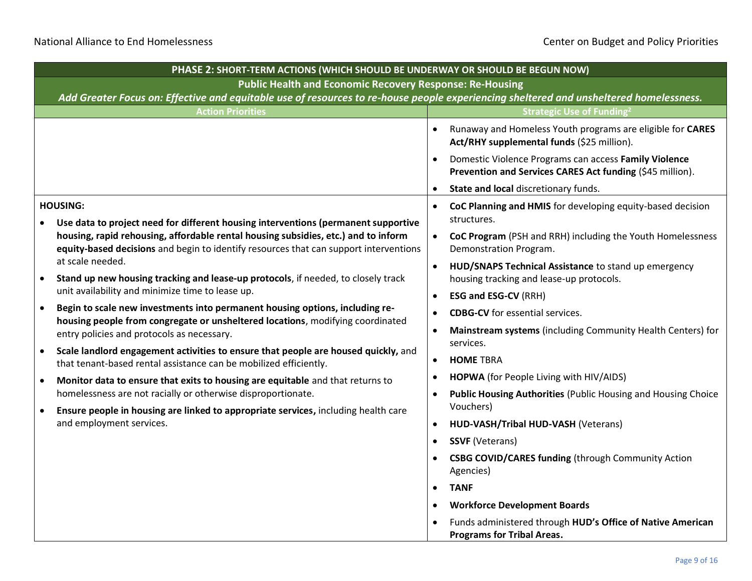| PHASE 2: SHORT-TERM ACTIONS (WHICH SHOULD BE UNDERWAY OR SHOULD BE BEGUN NOW) | |
|---|---|
| **Public Health and Economic Recovery Response: Re-Housing**<br>***Add Greater Focus on: Effective and equitable use of resources to re-house people experiencing sheltered and unsheltered homelessness.*** | |
| **Action Priorities** | **Strategic Use of Funding[2]** |
| | • Runaway and Homeless Youth programs are eligible for **CARES Act/RHY supplemental funds** ($25 million).<br>• Domestic Violence Programs can access **Family Violence Prevention and Services CARES Act funding** ($45 million).<br>• **State and local** discretionary funds. |
| **HOUSING:**<br>• **Use data to project need for different housing interventions (permanent supportive housing, rapid rehousing, affordable rental housing subsidies, etc.) and to inform equity-based decisions** and begin to identify resources that can support interventions at scale needed.<br>• **Stand up new housing tracking and lease-up protocols**, if needed, to closely track unit availability and minimize time to lease up.<br>• **Begin to scale new investments into permanent housing options, including re-housing people from congregate or unsheltered locations**, modifying coordinated entry policies and protocols as necessary.<br>• **Scale landlord engagement activities to ensure that people are housed quickly,** and that tenant-based rental assistance can be mobilized efficiently.<br>• **Monitor data to ensure that exits to housing are equitable** and that returns to homelessness are not racially or otherwise disproportionate.<br>• **Ensure people in housing are linked to appropriate services,** including health care and employment services. | • **CoC Planning and HMIS** for developing equity-based decision structures.<br>• **CoC Program** (PSH and RRH) including the Youth Homelessness Demonstration Program.<br>• **HUD/SNAPS Technical Assistance** to stand up emergency housing tracking and lease-up protocols.<br>• **ESG and ESG-CV** (RRH)<br>• **CDBG-CV** for essential services.<br>• **Mainstream systems** (including Community Health Centers) for services.<br>• **HOME** TBRA<br>• **HOPWA** (for People Living with HIV/AIDS)<br>• **Public Housing Authorities** (Public Housing and Housing Choice Vouchers)<br>• **HUD-VASH/Tribal HUD-VASH** (Veterans)<br>• **SSVF** (Veterans)<br>• **CSBG COVID/CARES funding** (through Community Action Agencies)<br>• **TANF**<br>• **Workforce Development Boards**<br>• Funds administered through **HUD's Office of Native American Programs for Tribal Areas.** |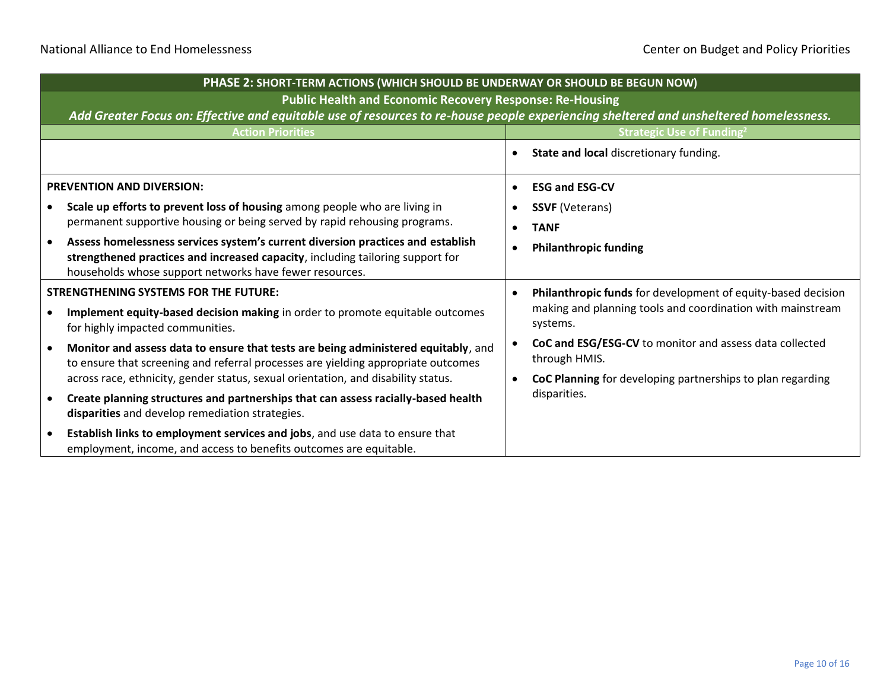| **PHASE 2: SHORT-TERM ACTIONS (WHICH SHOULD BE UNDERWAY OR SHOULD BE BEGUN NOW)** | |
|---|---|
| **Public Health and Economic Recovery Response: Re-Housing**<br>***Add Greater Focus on: Effective and equitable use of resources to re-house people experiencing sheltered and unsheltered homelessness.*** | |
| **Action Priorities** | **Strategic Use of Funding[2]** |
| | • **State and local** discretionary funding. |
| **PREVENTION AND DIVERSION:**<br>• **Scale up efforts to prevent loss of housing** among people who are living in permanent supportive housing or being served by rapid rehousing programs.<br>• **Assess homelessness services system's current diversion practices and establish strengthened practices and increased capacity**, including tailoring support for households whose support networks have fewer resources. | • **ESG and ESG-CV**<br>• **SSVF** (Veterans)<br>• **TANF**<br>• **Philanthropic funding** |
| **STRENGTHENING SYSTEMS FOR THE FUTURE:**<br>• **Implement equity-based decision making** in order to promote equitable outcomes for highly impacted communities.<br>• **Monitor and assess data to ensure that tests are being administered equitably**, and to ensure that screening and referral processes are yielding appropriate outcomes across race, ethnicity, gender status, sexual orientation, and disability status.<br>• **Create planning structures and partnerships that can assess racially-based health disparities** and develop remediation strategies.<br>• **Establish links to employment services and jobs**, and use data to ensure that employment, income, and access to benefits outcomes are equitable. | • **Philanthropic funds** for development of equity-based decision making and planning tools and coordination with mainstream systems.<br>• **CoC and ESG/ESG-CV** to monitor and assess data collected through HMIS.<br>• **CoC Planning** for developing partnerships to plan regarding disparities. |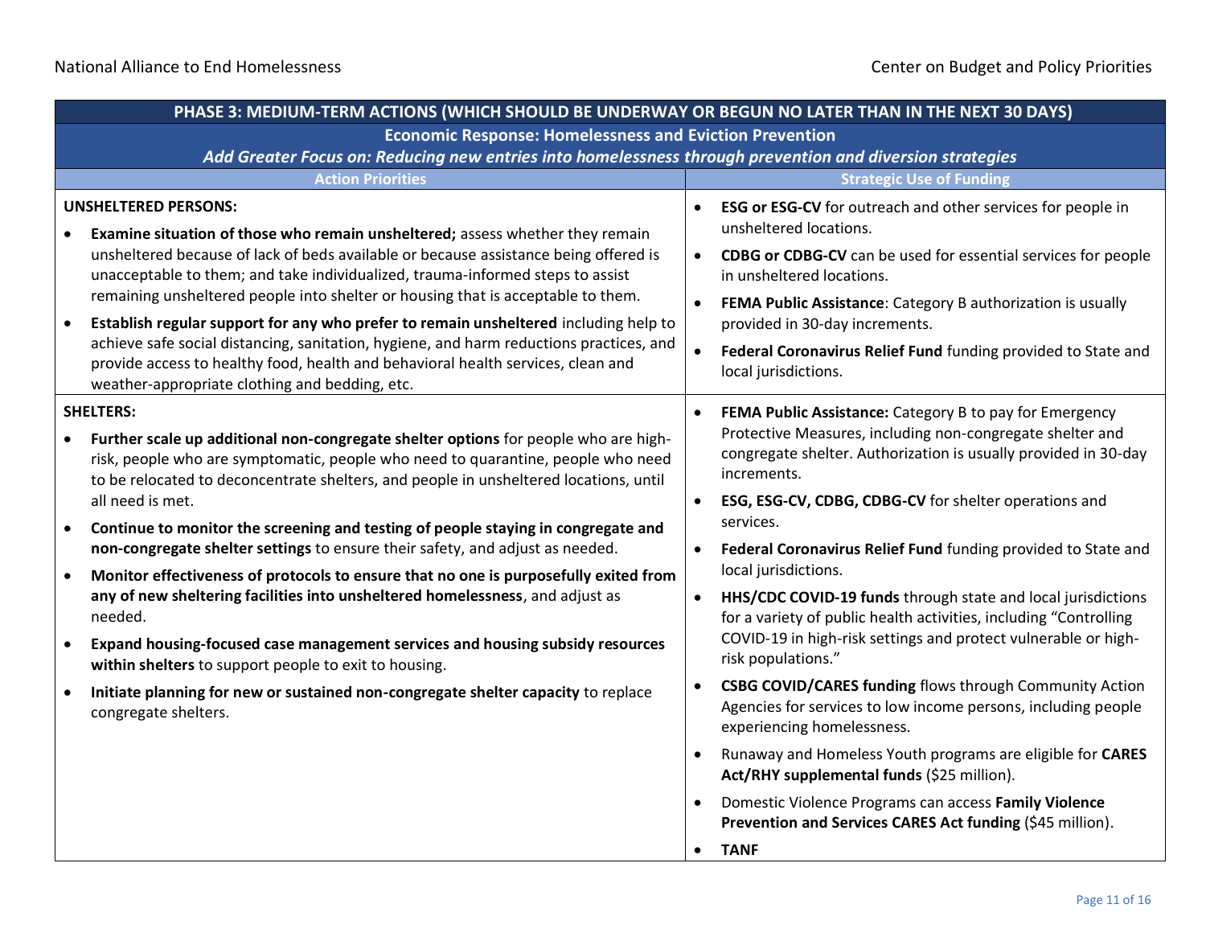| PHASE 3: MEDIUM-TERM ACTIONS (WHICH SHOULD BE UNDERWAY OR BEGUN NO LATER THAN IN THE NEXT 30 DAYS) | |
|---|---|
| **Economic Response: Homelessness and Eviction Prevention**<br>***Add Greater Focus on: Reducing new entries into homelessness through prevention and diversion strategies*** | |
| **Action Priorities** | **Strategic Use of Funding** |
| **UNSHELTERED PERSONS:**<br>• **Examine situation of those who remain unsheltered;** assess whether they remain unsheltered because of lack of beds available or because assistance being offered is unacceptable to them; and take individualized, trauma-informed steps to assist remaining unsheltered people into shelter or housing that is acceptable to them.<br>• **Establish regular support for any who prefer to remain unsheltered** including help to achieve safe social distancing, sanitation, hygiene, and harm reductions practices, and provide access to healthy food, health and behavioral health services, clean and weather-appropriate clothing and bedding, etc. | • **ESG or ESG-CV** for outreach and other services for people in unsheltered locations.<br>• **CDBG or CDBG-CV** can be used for essential services for people in unsheltered locations.<br>• **FEMA Public Assistance**: Category B authorization is usually provided in 30-day increments.<br>• **Federal Coronavirus Relief Fund** funding provided to State and local jurisdictions. |
| **SHELTERS:**<br>• **Further scale up additional non-congregate shelter options** for people who are high-risk, people who are symptomatic, people who need to quarantine, people who need to be relocated to deconcentrate shelters, and people in unsheltered locations, until all need is met.<br>• **Continue to monitor the screening and testing of people staying in congregate and non-congregate shelter settings** to ensure their safety, and adjust as needed.<br>• **Monitor effectiveness of protocols to ensure that no one is purposefully exited from any of new sheltering facilities into unsheltered homelessness**, and adjust as needed.<br>• **Expand housing-focused case management services and housing subsidy resources within shelters** to support people to exit to housing.<br>• **Initiate planning for new or sustained non-congregate shelter capacity** to replace congregate shelters. | • **FEMA Public Assistance:** Category B to pay for Emergency Protective Measures, including non-congregate shelter and congregate shelter. Authorization is usually provided in 30-day increments.<br>• **ESG, ESG-CV, CDBG, CDBG-CV** for shelter operations and services.<br>• **Federal Coronavirus Relief Fund** funding provided to State and local jurisdictions.<br>• **HHS/CDC COVID-19 funds** through state and local jurisdictions for a variety of public health activities, including "Controlling COVID-19 in high-risk settings and protect vulnerable or high-risk populations."<br>• **CSBG COVID/CARES funding** flows through Community Action Agencies for services to low income persons, including people experiencing homelessness.<br>• Runaway and Homeless Youth programs are eligible for **CARES Act/RHY supplemental funds** ($25 million).<br>• Domestic Violence Programs can access **Family Violence Prevention and Services CARES Act funding** ($45 million).<br>• **TANF** |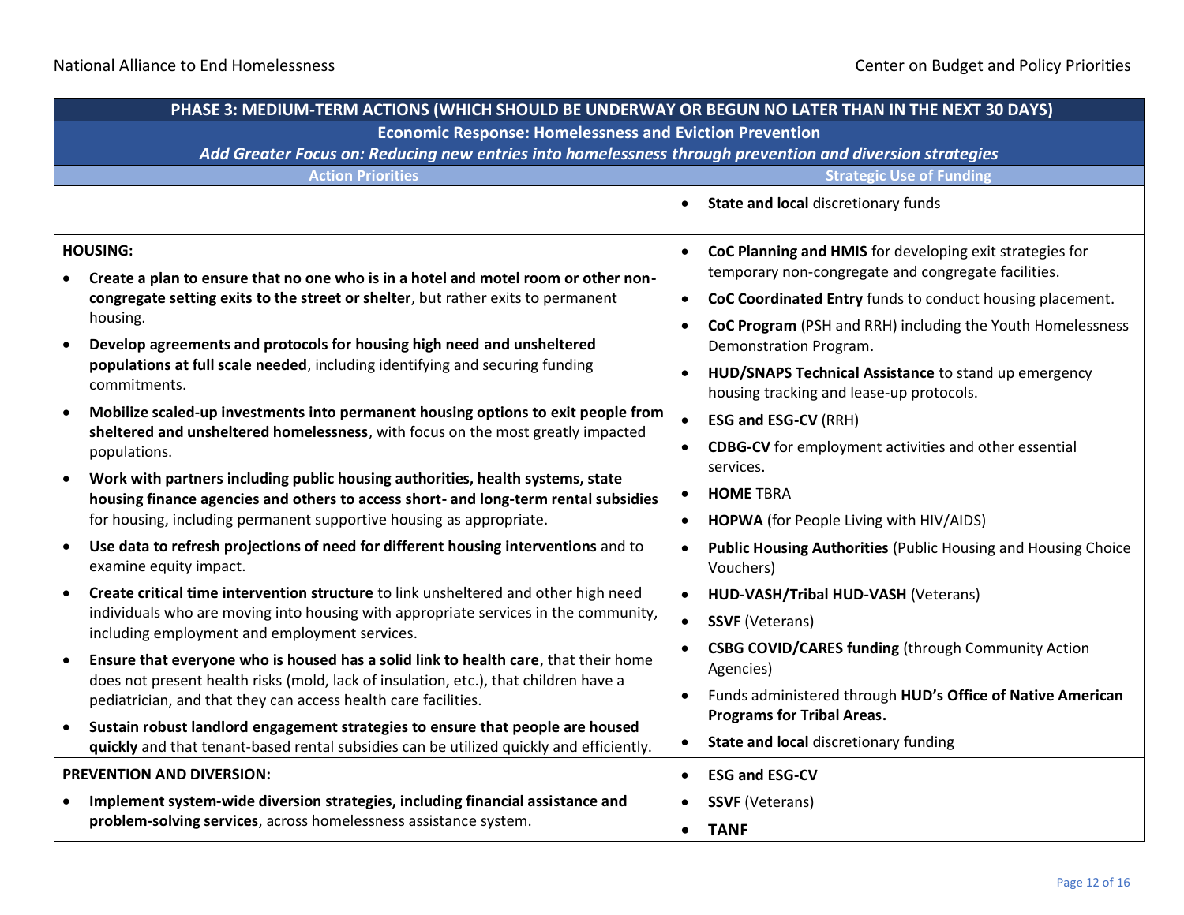| PHASE 3: MEDIUM-TERM ACTIONS (WHICH SHOULD BE UNDERWAY OR BEGUN NO LATER THAN IN THE NEXT 30 DAYS) | |
|---|---|
| **Economic Response: Homelessness and Eviction Prevention**<br>*Add Greater Focus on: Reducing new entries into homelessness through prevention and diversion strategies* | |
| **Action Priorities** | **Strategic Use of Funding** |
| | • **State and local** discretionary funds |
| **HOUSING:**<br>• **Create a plan to ensure that no one who is in a hotel and motel room or other non-congregate setting exits to the street or shelter**, but rather exits to permanent housing.<br>• **Develop agreements and protocols for housing high need and unsheltered populations at full scale needed**, including identifying and securing funding commitments.<br>• **Mobilize scaled-up investments into permanent housing options to exit people from sheltered and unsheltered homelessness**, with focus on the most greatly impacted populations.<br>• **Work with partners including public housing authorities, health systems, state housing finance agencies and others to access short- and long-term rental subsidies** for housing, including permanent supportive housing as appropriate.<br>• **Use data to refresh projections of need for different housing interventions** and to examine equity impact.<br>• **Create critical time intervention structure** to link unsheltered and other high need individuals who are moving into housing with appropriate services in the community, including employment and employment services.<br>• **Ensure that everyone who is housed has a solid link to health care**, that their home does not present health risks (mold, lack of insulation, etc.), that children have a pediatrician, and that they can access health care facilities.<br>• **Sustain robust landlord engagement strategies to ensure that people are housed quickly** and that tenant-based rental subsidies can be utilized quickly and efficiently. | • **CoC Planning and HMIS** for developing exit strategies for temporary non-congregate and congregate facilities.<br>• **CoC Coordinated Entry** funds to conduct housing placement.<br>• **CoC Program** (PSH and RRH) including the Youth Homelessness Demonstration Program.<br>• **HUD/SNAPS Technical Assistance** to stand up emergency housing tracking and lease-up protocols.<br>• **ESG and ESG-CV** (RRH)<br>• **CDBG-CV** for employment activities and other essential services.<br>• **HOME** TBRA<br>• **HOPWA** (for People Living with HIV/AIDS)<br>• **Public Housing Authorities** (Public Housing and Housing Choice Vouchers)<br>• **HUD-VASH/Tribal HUD-VASH** (Veterans)<br>• **SSVF** (Veterans)<br>• **CSBG COVID/CARES funding** (through Community Action Agencies)<br>• Funds administered through **HUD's Office of Native American Programs for Tribal Areas.**<br>• **State and local** discretionary funding |
| **PREVENTION AND DIVERSION:**<br>• **Implement system-wide diversion strategies, including financial assistance and problem-solving services**, across homelessness assistance system. | • **ESG and ESG-CV**<br>• **SSVF** (Veterans)<br>• **TANF** |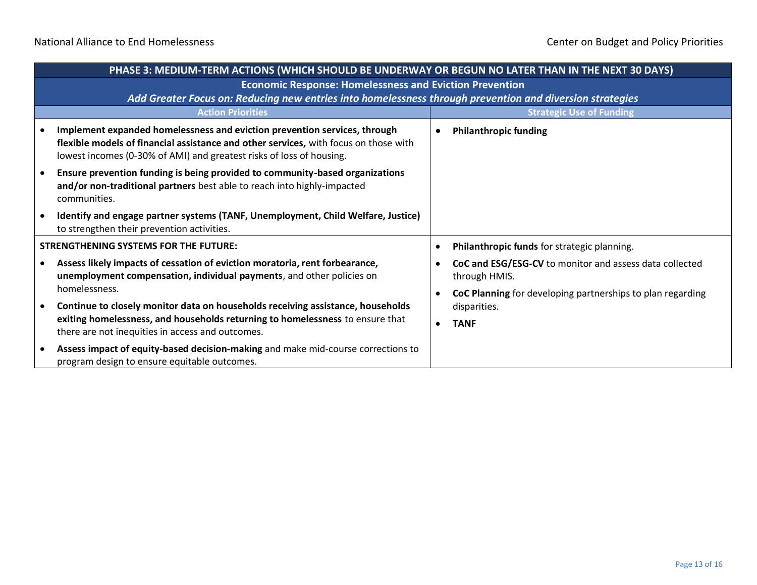| PHASE 3: MEDIUM-TERM ACTIONS (WHICH SHOULD BE UNDERWAY OR BEGUN NO LATER THAN IN THE NEXT 30 DAYS) | |
|---|---|
| **Economic Response: Homelessness and Eviction Prevention**<br>***Add Greater Focus on: Reducing new entries into homelessness through prevention and diversion strategies*** | |
| **Action Priorities** | **Strategic Use of Funding** |
| • **Implement expanded homelessness and eviction prevention services, through flexible models of financial assistance and other services,** with focus on those with lowest incomes (0-30% of AMI) and greatest risks of loss of housing.<br>• **Ensure prevention funding is being provided to community-based organizations and/or non-traditional partners** best able to reach into highly-impacted communities.<br>• **Identify and engage partner systems (TANF, Unemployment, Child Welfare, Justice)** to strengthen their prevention activities. | • **Philanthropic funding** |
| **STRENGTHENING SYSTEMS FOR THE FUTURE:**<br>• **Assess likely impacts of cessation of eviction moratoria, rent forbearance, unemployment compensation, individual payments**, and other policies on homelessness.<br>• **Continue to closely monitor data on households receiving assistance, households exiting homelessness, and households returning to homelessness** to ensure that there are not inequities in access and outcomes.<br>• **Assess impact of equity-based decision-making** and make mid-course corrections to program design to ensure equitable outcomes. | • **Philanthropic funds** for strategic planning.<br>• **CoC and ESG/ESG-CV** to monitor and assess data collected through HMIS.<br>• **CoC Planning** for developing partnerships to plan regarding disparities.<br>• **TANF** |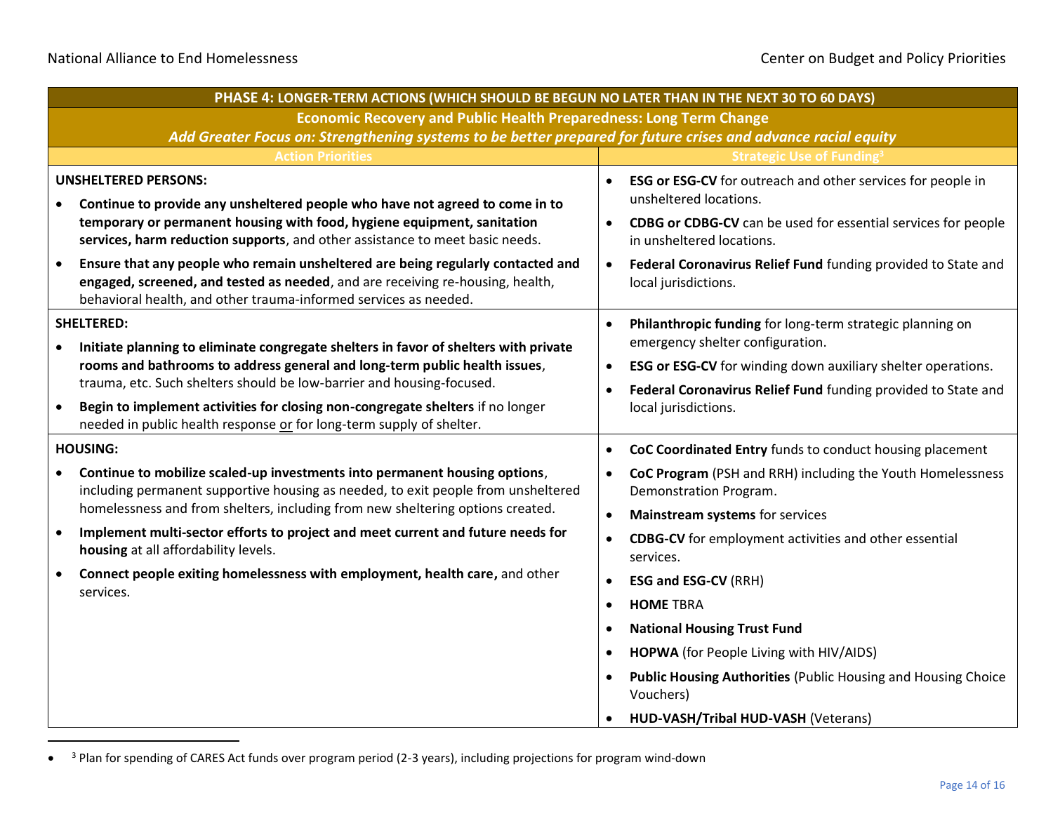| PHASE 4: LONGER-TERM ACTIONS (WHICH SHOULD BE BEGUN NO LATER THAN IN THE NEXT 30 TO 60 DAYS) | |
|---|---|
| **Economic Recovery and Public Health Preparedness: Long Term Change** *Add Greater Focus on: Strengthening systems to be better prepared for future crises and advance racial equity* | |
| **Action Priorities** | **Strategic Use of Funding[3]** |
| **UNSHELTERED PERSONS:**<br>• **Continue to provide any unsheltered people who have not agreed to come in to temporary or permanent housing with food, hygiene equipment, sanitation services, harm reduction supports**, and other assistance to meet basic needs.<br>• **Ensure that any people who remain unsheltered are being regularly contacted and engaged, screened, and tested as needed**, and are receiving re-housing, health, behavioral health, and other trauma-informed services as needed. | • **ESG or ESG-CV** for outreach and other services for people in unsheltered locations.<br>• **CDBG or CDBG-CV** can be used for essential services for people in unsheltered locations.<br>• **Federal Coronavirus Relief Fund** funding provided to State and local jurisdictions. |
| **SHELTERED:**<br>• **Initiate planning to eliminate congregate shelters in favor of shelters with private rooms and bathrooms to address general and long-term public health issues**, trauma, etc. Such shelters should be low-barrier and housing-focused.<br>• **Begin to implement activities for closing non-congregate shelters** if no longer needed in public health response or for long-term supply of shelter. | • **Philanthropic funding** for long-term strategic planning on emergency shelter configuration.<br>• **ESG or ESG-CV** for winding down auxiliary shelter operations.<br>• **Federal Coronavirus Relief Fund** funding provided to State and local jurisdictions. |
| **HOUSING:**<br>• **Continue to mobilize scaled-up investments into permanent housing options**, including permanent supportive housing as needed, to exit people from unsheltered homelessness and from shelters, including from new sheltering options created.<br>• **Implement multi-sector efforts to project and meet current and future needs for housing** at all affordability levels.<br>• **Connect people exiting homelessness with employment, health care,** and other services. | • **CoC Coordinated Entry** funds to conduct housing placement<br>• **CoC Program** (PSH and RRH) including the Youth Homelessness Demonstration Program.<br>• **Mainstream systems** for services<br>• **CDBG-CV** for employment activities and other essential services.<br>• **ESG and ESG-CV** (RRH)<br>• **HOME** TBRA<br>• **National Housing Trust Fund**<br>• **HOPWA** (for People Living with HIV/AIDS)<br>• **Public Housing Authorities** (Public Housing and Housing Choice Vouchers)<br>• **HUD-VASH/Tribal HUD-VASH** (Veterans) |

[3] Plan for spending of CARES Act funds over program period (2-3 years), including projections for program wind-down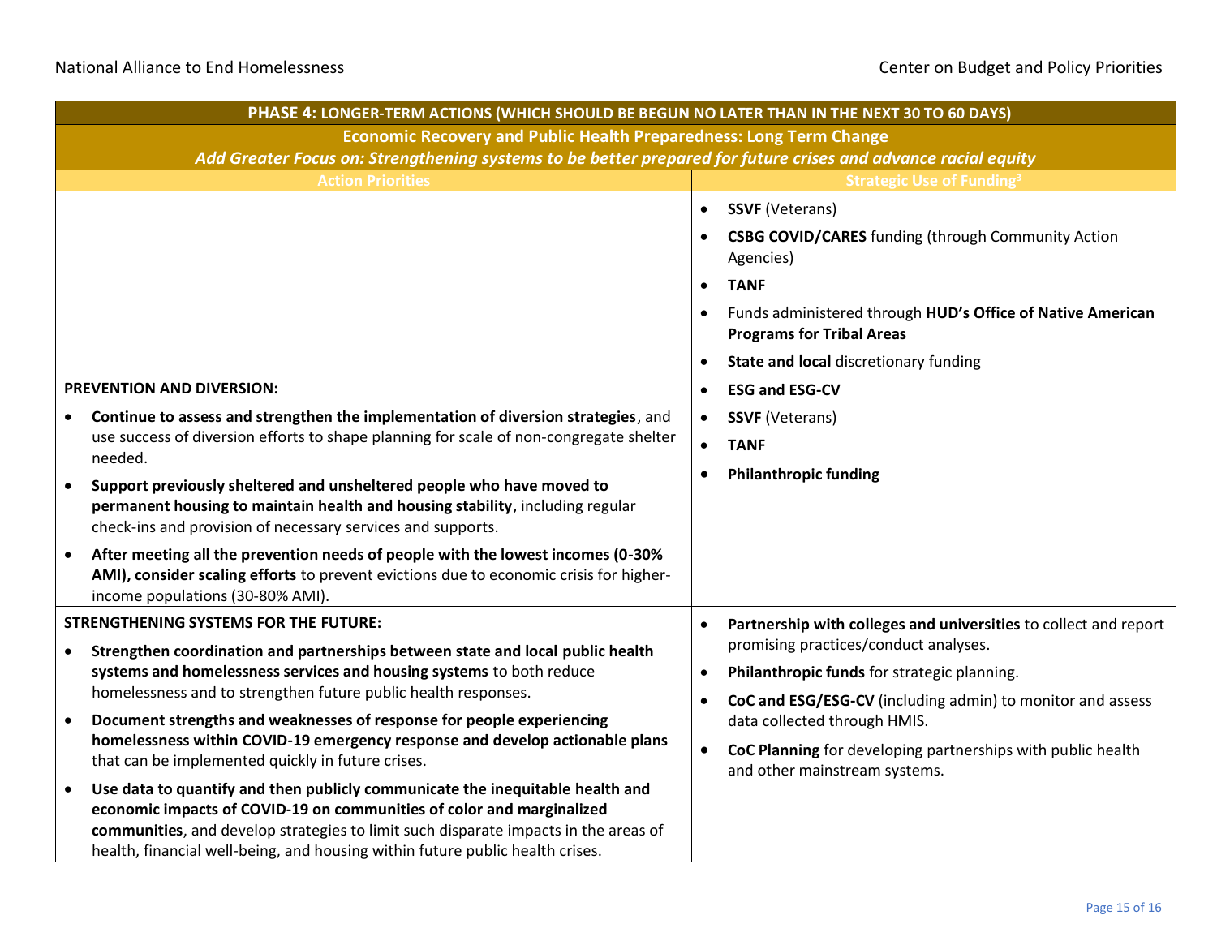| PHASE 4: LONGER-TERM ACTIONS (WHICH SHOULD BE BEGUN NO LATER THAN IN THE NEXT 30 TO 60 DAYS) | |
|---|---|
| **Economic Recovery and Public Health Preparedness: Long Term Change**<br>***Add Greater Focus on: Strengthening systems to be better prepared for future crises and advance racial equity*** | |
| **Action Priorities** | **Strategic Use of Funding[3]** |
| | • **SSVF** (Veterans)<br>• **CSBG COVID/CARES** funding (through Community Action Agencies)<br>• **TANF**<br>• Funds administered through **HUD's Office of Native American Programs for Tribal Areas**<br>• **State and local** discretionary funding |
| **PREVENTION AND DIVERSION:**<br>• **Continue to assess and strengthen the implementation of diversion strategies**, and use success of diversion efforts to shape planning for scale of non-congregate shelter needed.<br>• **Support previously sheltered and unsheltered people who have moved to permanent housing to maintain health and housing stability**, including regular check-ins and provision of necessary services and supports.<br>• **After meeting all the prevention needs of people with the lowest incomes (0-30% AMI), consider scaling efforts** to prevent evictions due to economic crisis for higher-income populations (30-80% AMI). | • **ESG and ESG-CV**<br>• **SSVF** (Veterans)<br>• **TANF**<br>• **Philanthropic funding** |
| **STRENGTHENING SYSTEMS FOR THE FUTURE:**<br>• **Strengthen coordination and partnerships between state and local public health systems and homelessness services and housing systems** to both reduce homelessness and to strengthen future public health responses.<br>• **Document strengths and weaknesses of response for people experiencing homelessness within COVID-19 emergency response and develop actionable plans** that can be implemented quickly in future crises.<br>• **Use data to quantify and then publicly communicate the inequitable health and economic impacts of COVID-19 on communities of color and marginalized communities**, and develop strategies to limit such disparate impacts in the areas of health, financial well-being, and housing within future public health crises. | • **Partnership with colleges and universities** to collect and report promising practices/conduct analyses.<br>• **Philanthropic funds** for strategic planning.<br>• **CoC and ESG/ESG-CV** (including admin) to monitor and assess data collected through HMIS.<br>• **CoC Planning** for developing partnerships with public health and other mainstream systems. |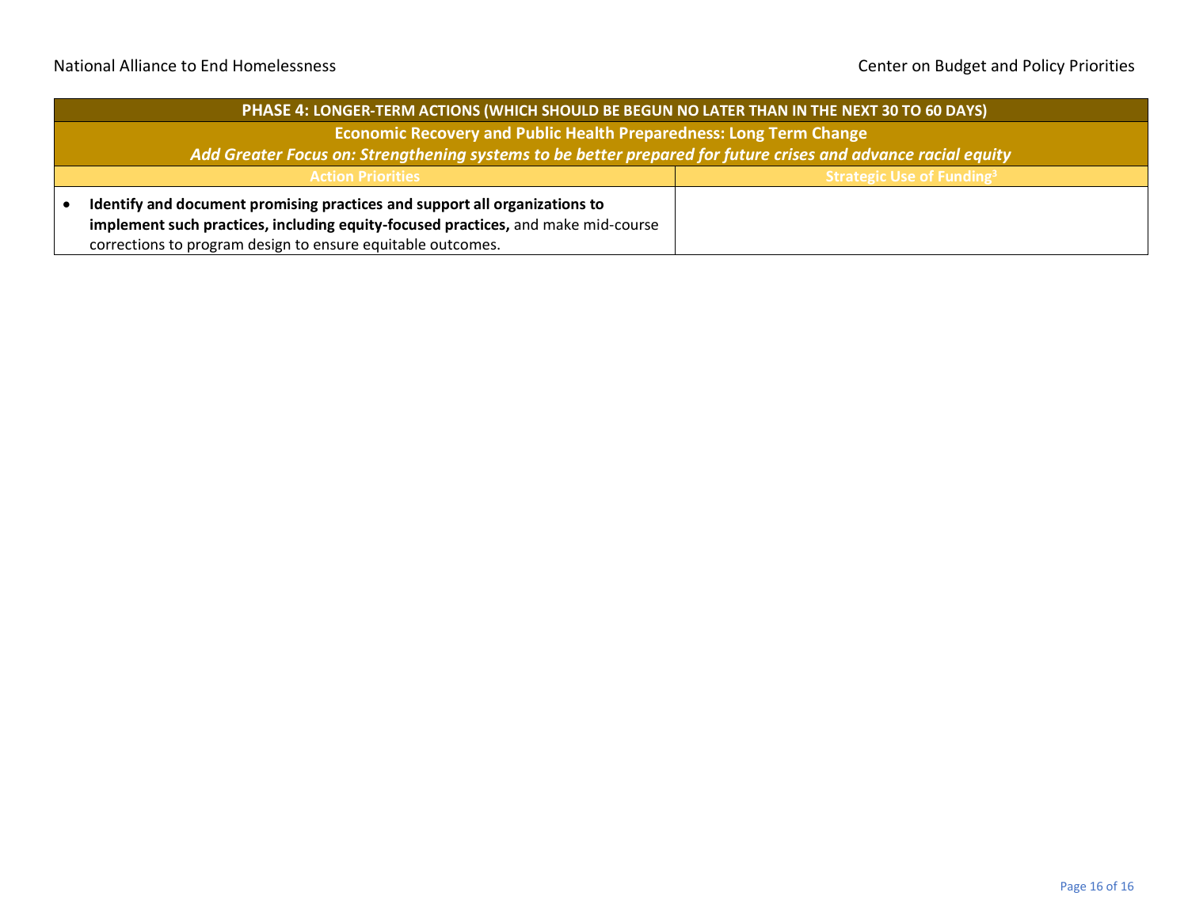| PHASE 4: LONGER-TERM ACTIONS (WHICH SHOULD BE BEGUN NO LATER THAN IN THE NEXT 30 TO 60 DAYS) | |
|---|---|
| **Economic Recovery and Public Health Preparedness: Long Term Change** *Add Greater Focus on: Strengthening systems to be better prepared for future crises and advance racial equity* | |
| **Action Priorities** | **Strategic Use of Funding[3]** |
| • **Identify and document promising practices and support all organizations to implement such practices, including equity-focused practices,** and make mid-course corrections to program design to ensure equitable outcomes. | |